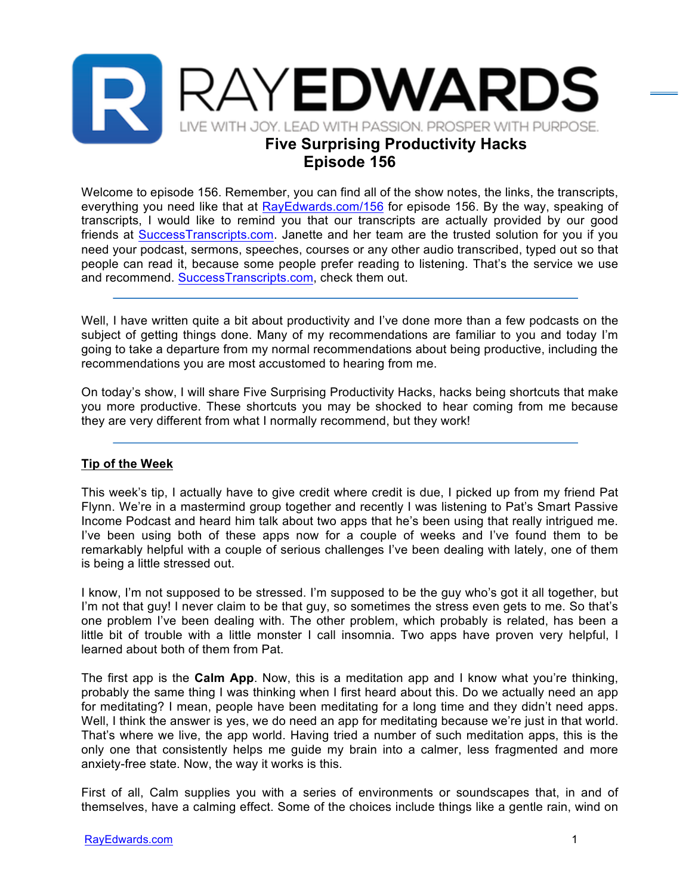# RAYEDWARDS

LIVE WITH JOY. LEAD WITH PASSION. PROSPER WITH PURPOSE.

## Five Surprising Productivity Hacks
## Episode 156

Welcome to episode 156. Remember, you can find all of the show notes, the links, the transcripts, everything you need like that at RayEdwards.com/156 for episode 156. By the way, speaking of transcripts, I would like to remind you that our transcripts are actually provided by our good friends at SuccessTranscripts.com. Janette and her team are the trusted solution for you if you need your podcast, sermons, speeches, courses or any other audio transcribed, typed out so that people can read it, because some people prefer reading to listening. That's the service we use and recommend. SuccessTranscripts.com, check them out.

---

Well, I have written quite a bit about productivity and I've done more than a few podcasts on the subject of getting things done. Many of my recommendations are familiar to you and today I'm going to take a departure from my normal recommendations about being productive, including the recommendations you are most accustomed to hearing from me.

On today's show, I will share Five Surprising Productivity Hacks, hacks being shortcuts that make you more productive. These shortcuts you may be shocked to hear coming from me because they are very different from what I normally recommend, but they work!

---

### Tip of the Week

This week's tip, I actually have to give credit where credit is due, I picked up from my friend Pat Flynn. We're in a mastermind group together and recently I was listening to Pat's Smart Passive Income Podcast and heard him talk about two apps that he's been using that really intrigued me. I've been using both of these apps now for a couple of weeks and I've found them to be remarkably helpful with a couple of serious challenges I've been dealing with lately, one of them is being a little stressed out.

I know, I'm not supposed to be stressed. I'm supposed to be the guy who's got it all together, but I'm not that guy! I never claim to be that guy, so sometimes the stress even gets to me. So that's one problem I've been dealing with. The other problem, which probably is related, has been a little bit of trouble with a little monster I call insomnia. Two apps have proven very helpful, I learned about both of them from Pat.

The first app is the **Calm App**. Now, this is a meditation app and I know what you're thinking, probably the same thing I was thinking when I first heard about this. Do we actually need an app for meditating? I mean, people have been meditating for a long time and they didn't need apps. Well, I think the answer is yes, we do need an app for meditating because we're just in that world. That's where we live, the app world. Having tried a number of such meditation apps, this is the only one that consistently helps me guide my brain into a calmer, less fragmented and more anxiety-free state. Now, the way it works is this.

First of all, Calm supplies you with a series of environments or soundscapes that, in and of themselves, have a calming effect. Some of the choices include things like a gentle rain, wind on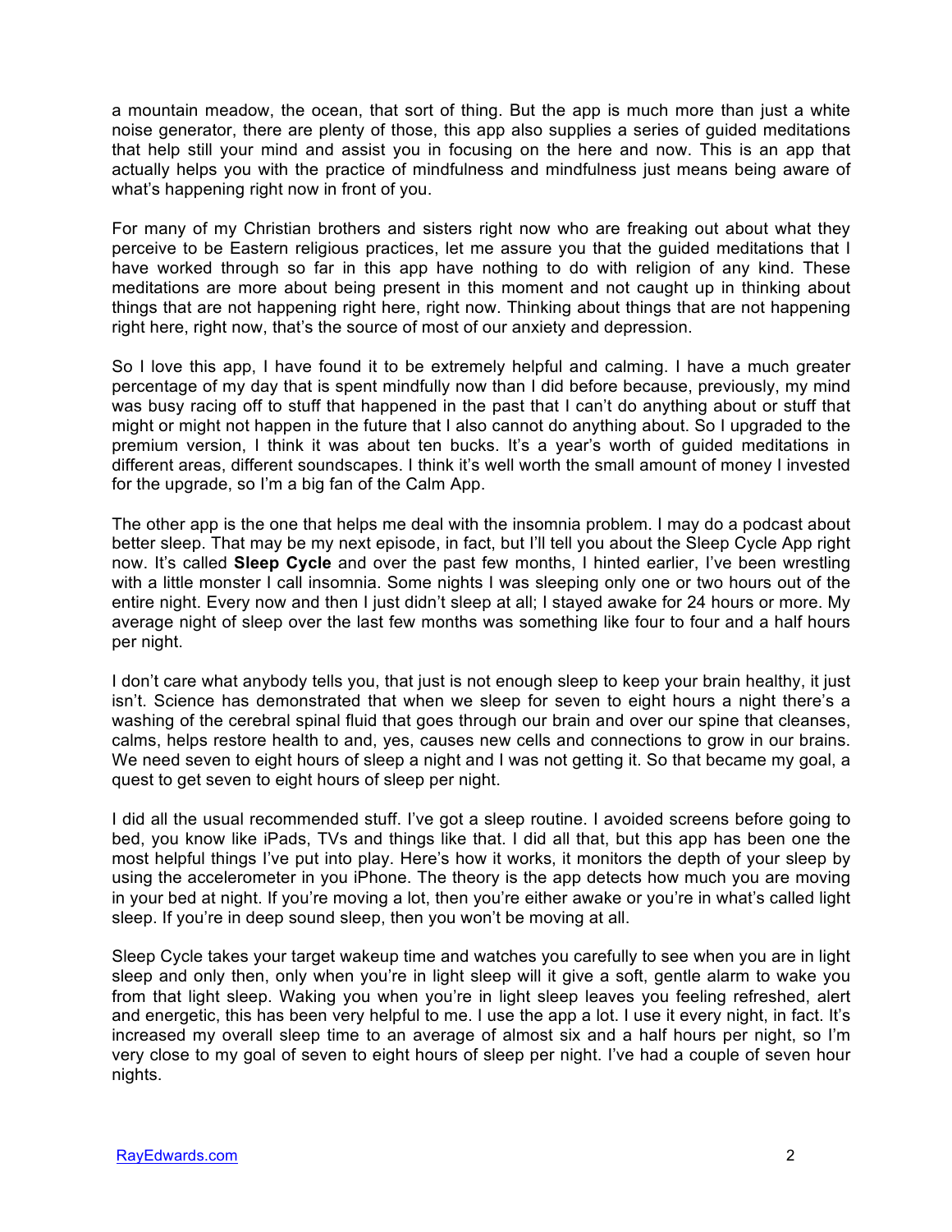a mountain meadow, the ocean, that sort of thing. But the app is much more than just a white noise generator, there are plenty of those, this app also supplies a series of guided meditations that help still your mind and assist you in focusing on the here and now. This is an app that actually helps you with the practice of mindfulness and mindfulness just means being aware of what's happening right now in front of you.

For many of my Christian brothers and sisters right now who are freaking out about what they perceive to be Eastern religious practices, let me assure you that the guided meditations that I have worked through so far in this app have nothing to do with religion of any kind. These meditations are more about being present in this moment and not caught up in thinking about things that are not happening right here, right now. Thinking about things that are not happening right here, right now, that's the source of most of our anxiety and depression.

So I love this app, I have found it to be extremely helpful and calming. I have a much greater percentage of my day that is spent mindfully now than I did before because, previously, my mind was busy racing off to stuff that happened in the past that I can't do anything about or stuff that might or might not happen in the future that I also cannot do anything about. So I upgraded to the premium version, I think it was about ten bucks. It's a year's worth of guided meditations in different areas, different soundscapes. I think it's well worth the small amount of money I invested for the upgrade, so I'm a big fan of the Calm App.

The other app is the one that helps me deal with the insomnia problem. I may do a podcast about better sleep. That may be my next episode, in fact, but I'll tell you about the Sleep Cycle App right now. It's called **Sleep Cycle** and over the past few months, I hinted earlier, I've been wrestling with a little monster I call insomnia. Some nights I was sleeping only one or two hours out of the entire night. Every now and then I just didn't sleep at all; I stayed awake for 24 hours or more. My average night of sleep over the last few months was something like four to four and a half hours per night.

I don't care what anybody tells you, that just is not enough sleep to keep your brain healthy, it just isn't. Science has demonstrated that when we sleep for seven to eight hours a night there's a washing of the cerebral spinal fluid that goes through our brain and over our spine that cleanses, calms, helps restore health to and, yes, causes new cells and connections to grow in our brains. We need seven to eight hours of sleep a night and I was not getting it. So that became my goal, a quest to get seven to eight hours of sleep per night.

I did all the usual recommended stuff. I've got a sleep routine. I avoided screens before going to bed, you know like iPads, TVs and things like that. I did all that, but this app has been one the most helpful things I've put into play. Here's how it works, it monitors the depth of your sleep by using the accelerometer in you iPhone. The theory is the app detects how much you are moving in your bed at night. If you're moving a lot, then you're either awake or you're in what's called light sleep. If you're in deep sound sleep, then you won't be moving at all.

Sleep Cycle takes your target wakeup time and watches you carefully to see when you are in light sleep and only then, only when you're in light sleep will it give a soft, gentle alarm to wake you from that light sleep. Waking you when you're in light sleep leaves you feeling refreshed, alert and energetic, this has been very helpful to me. I use the app a lot. I use it every night, in fact. It's increased my overall sleep time to an average of almost six and a half hours per night, so I'm very close to my goal of seven to eight hours of sleep per night. I've had a couple of seven hour nights.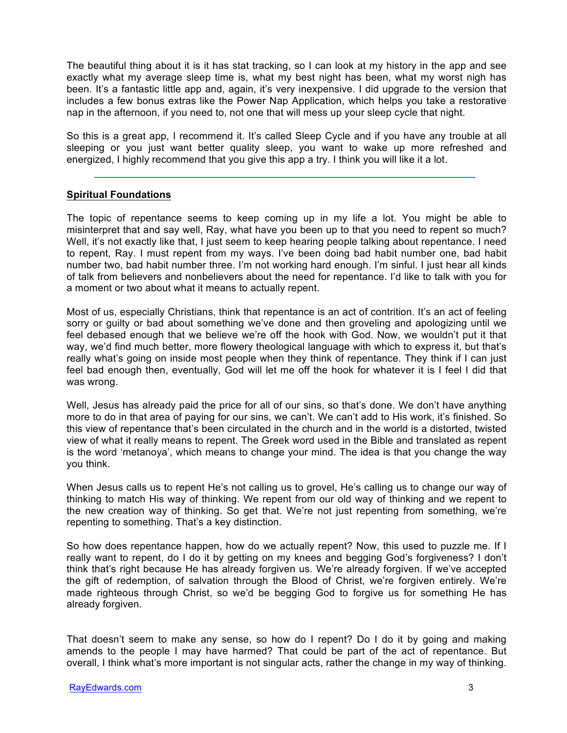The beautiful thing about it is it has stat tracking, so I can look at my history in the app and see exactly what my average sleep time is, what my best night has been, what my worst nigh has been. It's a fantastic little app and, again, it's very inexpensive. I did upgrade to the version that includes a few bonus extras like the Power Nap Application, which helps you take a restorative nap in the afternoon, if you need to, not one that will mess up your sleep cycle that night.

So this is a great app, I recommend it. It's called Sleep Cycle and if you have any trouble at all sleeping or you just want better quality sleep, you want to wake up more refreshed and energized, I highly recommend that you give this app a try. I think you will like it a lot.

---

## Spiritual Foundations

The topic of repentance seems to keep coming up in my life a lot. You might be able to misinterpret that and say well, Ray, what have you been up to that you need to repent so much? Well, it's not exactly like that, I just seem to keep hearing people talking about repentance. I need to repent, Ray. I must repent from my ways. I've been doing bad habit number one, bad habit number two, bad habit number three. I'm not working hard enough. I'm sinful. I just hear all kinds of talk from believers and nonbelievers about the need for repentance. I'd like to talk with you for a moment or two about what it means to actually repent.

Most of us, especially Christians, think that repentance is an act of contrition. It's an act of feeling sorry or guilty or bad about something we've done and then groveling and apologizing until we feel debased enough that we believe we're off the hook with God. Now, we wouldn't put it that way, we'd find much better, more flowery theological language with which to express it, but that's really what's going on inside most people when they think of repentance. They think if I can just feel bad enough then, eventually, God will let me off the hook for whatever it is I feel I did that was wrong.

Well, Jesus has already paid the price for all of our sins, so that's done. We don't have anything more to do in that area of paying for our sins, we can't. We can't add to His work, it's finished. So this view of repentance that's been circulated in the church and in the world is a distorted, twisted view of what it really means to repent. The Greek word used in the Bible and translated as repent is the word 'metanoya', which means to change your mind. The idea is that you change the way you think.

When Jesus calls us to repent He's not calling us to grovel, He's calling us to change our way of thinking to match His way of thinking. We repent from our old way of thinking and we repent to the new creation way of thinking. So get that. We're not just repenting from something, we're repenting to something. That's a key distinction.

So how does repentance happen, how do we actually repent? Now, this used to puzzle me. If I really want to repent, do I do it by getting on my knees and begging God's forgiveness? I don't think that's right because He has already forgiven us. We're already forgiven. If we've accepted the gift of redemption, of salvation through the Blood of Christ, we're forgiven entirely. We're made righteous through Christ, so we'd be begging God to forgive us for something He has already forgiven.

That doesn't seem to make any sense, so how do I repent? Do I do it by going and making amends to the people I may have harmed? That could be part of the act of repentance. But overall, I think what's more important is not singular acts, rather the change in my way of thinking.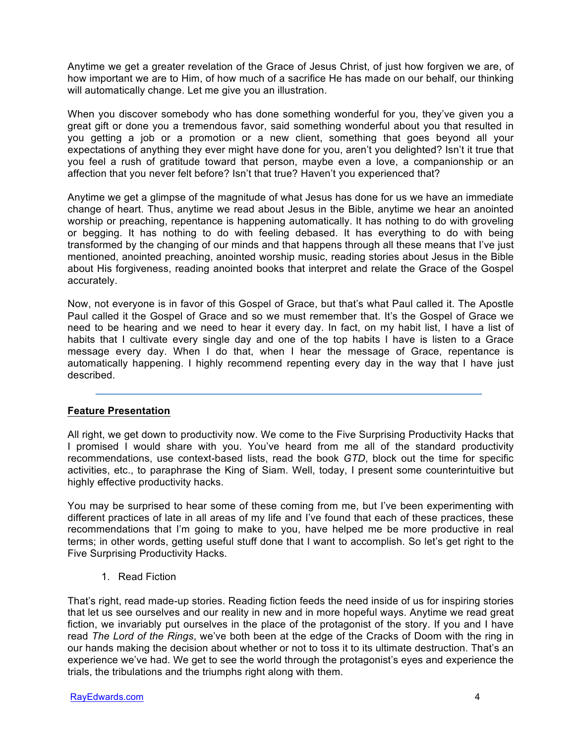Anytime we get a greater revelation of the Grace of Jesus Christ, of just how forgiven we are, of how important we are to Him, of how much of a sacrifice He has made on our behalf, our thinking will automatically change. Let me give you an illustration.

When you discover somebody who has done something wonderful for you, they've given you a great gift or done you a tremendous favor, said something wonderful about you that resulted in you getting a job or a promotion or a new client, something that goes beyond all your expectations of anything they ever might have done for you, aren't you delighted? Isn't it true that you feel a rush of gratitude toward that person, maybe even a love, a companionship or an affection that you never felt before? Isn't that true? Haven't you experienced that?

Anytime we get a glimpse of the magnitude of what Jesus has done for us we have an immediate change of heart. Thus, anytime we read about Jesus in the Bible, anytime we hear an anointed worship or preaching, repentance is happening automatically. It has nothing to do with groveling or begging. It has nothing to do with feeling debased. It has everything to do with being transformed by the changing of our minds and that happens through all these means that I've just mentioned, anointed preaching, anointed worship music, reading stories about Jesus in the Bible about His forgiveness, reading anointed books that interpret and relate the Grace of the Gospel accurately.

Now, not everyone is in favor of this Gospel of Grace, but that's what Paul called it. The Apostle Paul called it the Gospel of Grace and so we must remember that. It's the Gospel of Grace we need to be hearing and we need to hear it every day. In fact, on my habit list, I have a list of habits that I cultivate every single day and one of the top habits I have is listen to a Grace message every day. When I do that, when I hear the message of Grace, repentance is automatically happening. I highly recommend repenting every day in the way that I have just described.

---

## Feature Presentation

All right, we get down to productivity now. We come to the Five Surprising Productivity Hacks that I promised I would share with you. You've heard from me all of the standard productivity recommendations, use context-based lists, read the book *GTD*, block out the time for specific activities, etc., to paraphrase the King of Siam. Well, today, I present some counterintuitive but highly effective productivity hacks.

You may be surprised to hear some of these coming from me, but I've been experimenting with different practices of late in all areas of my life and I've found that each of these practices, these recommendations that I'm going to make to you, have helped me be more productive in real terms; in other words, getting useful stuff done that I want to accomplish. So let's get right to the Five Surprising Productivity Hacks.

1. Read Fiction

That's right, read made-up stories. Reading fiction feeds the need inside of us for inspiring stories that let us see ourselves and our reality in new and in more hopeful ways. Anytime we read great fiction, we invariably put ourselves in the place of the protagonist of the story. If you and I have read *The Lord of the Rings*, we've both been at the edge of the Cracks of Doom with the ring in our hands making the decision about whether or not to toss it to its ultimate destruction. That's an experience we've had. We get to see the world through the protagonist's eyes and experience the trials, the tribulations and the triumphs right along with them.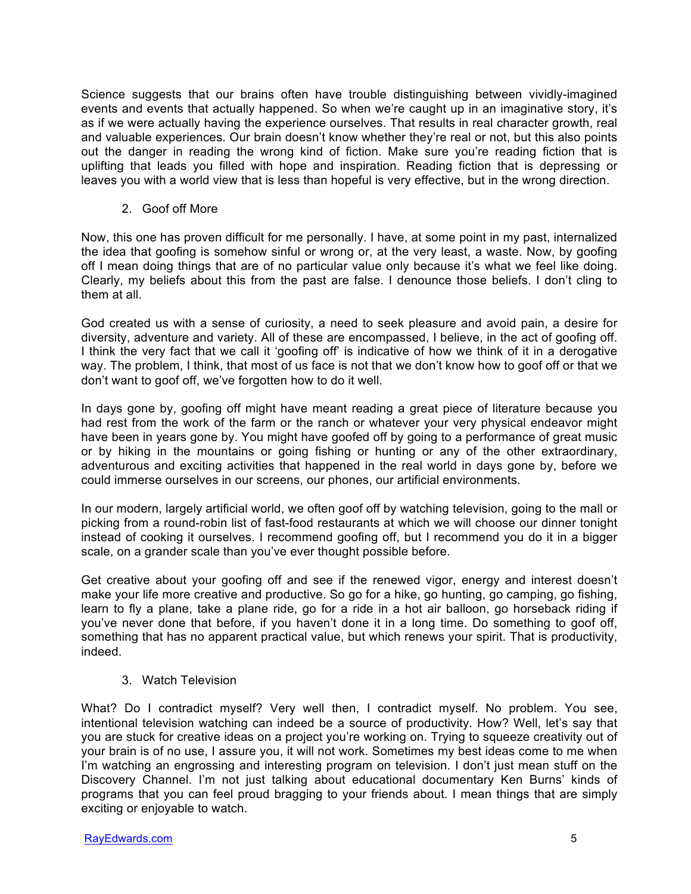Science suggests that our brains often have trouble distinguishing between vividly-imagined events and events that actually happened. So when we're caught up in an imaginative story, it's as if we were actually having the experience ourselves. That results in real character growth, real and valuable experiences. Our brain doesn't know whether they're real or not, but this also points out the danger in reading the wrong kind of fiction. Make sure you're reading fiction that is uplifting that leads you filled with hope and inspiration. Reading fiction that is depressing or leaves you with a world view that is less than hopeful is very effective, but in the wrong direction.

2. Goof off More

Now, this one has proven difficult for me personally. I have, at some point in my past, internalized the idea that goofing is somehow sinful or wrong or, at the very least, a waste. Now, by goofing off I mean doing things that are of no particular value only because it's what we feel like doing. Clearly, my beliefs about this from the past are false. I denounce those beliefs. I don't cling to them at all.

God created us with a sense of curiosity, a need to seek pleasure and avoid pain, a desire for diversity, adventure and variety. All of these are encompassed, I believe, in the act of goofing off. I think the very fact that we call it 'goofing off' is indicative of how we think of it in a derogative way. The problem, I think, that most of us face is not that we don't know how to goof off or that we don't want to goof off, we've forgotten how to do it well.

In days gone by, goofing off might have meant reading a great piece of literature because you had rest from the work of the farm or the ranch or whatever your very physical endeavor might have been in years gone by. You might have goofed off by going to a performance of great music or by hiking in the mountains or going fishing or hunting or any of the other extraordinary, adventurous and exciting activities that happened in the real world in days gone by, before we could immerse ourselves in our screens, our phones, our artificial environments.

In our modern, largely artificial world, we often goof off by watching television, going to the mall or picking from a round-robin list of fast-food restaurants at which we will choose our dinner tonight instead of cooking it ourselves. I recommend goofing off, but I recommend you do it in a bigger scale, on a grander scale than you've ever thought possible before.

Get creative about your goofing off and see if the renewed vigor, energy and interest doesn't make your life more creative and productive. So go for a hike, go hunting, go camping, go fishing, learn to fly a plane, take a plane ride, go for a ride in a hot air balloon, go horseback riding if you've never done that before, if you haven't done it in a long time. Do something to goof off, something that has no apparent practical value, but which renews your spirit. That is productivity, indeed.

3. Watch Television

What? Do I contradict myself? Very well then, I contradict myself. No problem. You see, intentional television watching can indeed be a source of productivity. How? Well, let's say that you are stuck for creative ideas on a project you're working on. Trying to squeeze creativity out of your brain is of no use, I assure you, it will not work. Sometimes my best ideas come to me when I'm watching an engrossing and interesting program on television. I don't just mean stuff on the Discovery Channel. I'm not just talking about educational documentary Ken Burns' kinds of programs that you can feel proud bragging to your friends about. I mean things that are simply exciting or enjoyable to watch.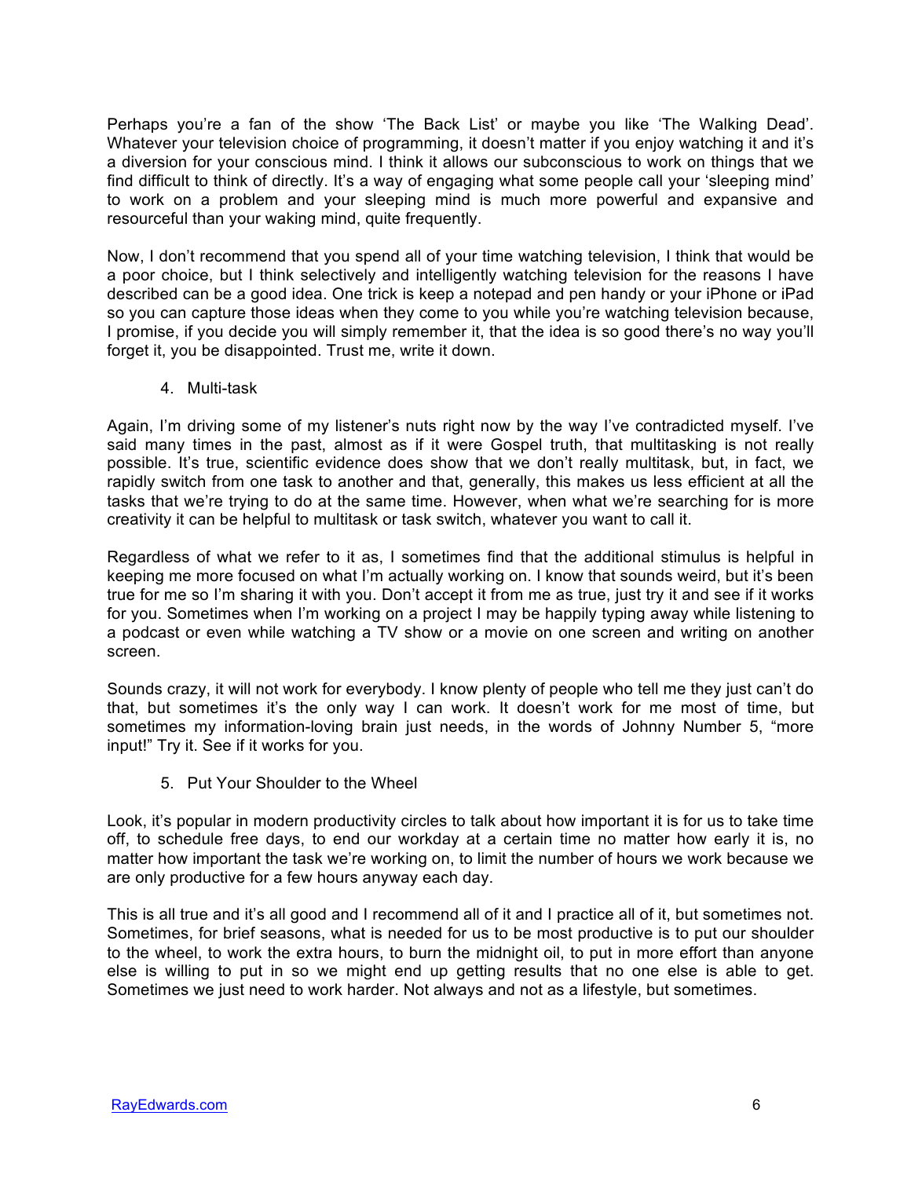Perhaps you're a fan of the show 'The Back List' or maybe you like 'The Walking Dead'. Whatever your television choice of programming, it doesn't matter if you enjoy watching it and it's a diversion for your conscious mind. I think it allows our subconscious to work on things that we find difficult to think of directly. It's a way of engaging what some people call your 'sleeping mind' to work on a problem and your sleeping mind is much more powerful and expansive and resourceful than your waking mind, quite frequently.

Now, I don't recommend that you spend all of your time watching television, I think that would be a poor choice, but I think selectively and intelligently watching television for the reasons I have described can be a good idea. One trick is keep a notepad and pen handy or your iPhone or iPad so you can capture those ideas when they come to you while you're watching television because, I promise, if you decide you will simply remember it, that the idea is so good there's no way you'll forget it, you be disappointed. Trust me, write it down.

4. Multi-task

Again, I'm driving some of my listener's nuts right now by the way I've contradicted myself. I've said many times in the past, almost as if it were Gospel truth, that multitasking is not really possible. It's true, scientific evidence does show that we don't really multitask, but, in fact, we rapidly switch from one task to another and that, generally, this makes us less efficient at all the tasks that we're trying to do at the same time. However, when what we're searching for is more creativity it can be helpful to multitask or task switch, whatever you want to call it.

Regardless of what we refer to it as, I sometimes find that the additional stimulus is helpful in keeping me more focused on what I'm actually working on. I know that sounds weird, but it's been true for me so I'm sharing it with you. Don't accept it from me as true, just try it and see if it works for you. Sometimes when I'm working on a project I may be happily typing away while listening to a podcast or even while watching a TV show or a movie on one screen and writing on another screen.

Sounds crazy, it will not work for everybody. I know plenty of people who tell me they just can't do that, but sometimes it's the only way I can work. It doesn't work for me most of time, but sometimes my information-loving brain just needs, in the words of Johnny Number 5, "more input!" Try it. See if it works for you.

5. Put Your Shoulder to the Wheel

Look, it's popular in modern productivity circles to talk about how important it is for us to take time off, to schedule free days, to end our workday at a certain time no matter how early it is, no matter how important the task we're working on, to limit the number of hours we work because we are only productive for a few hours anyway each day.

This is all true and it's all good and I recommend all of it and I practice all of it, but sometimes not. Sometimes, for brief seasons, what is needed for us to be most productive is to put our shoulder to the wheel, to work the extra hours, to burn the midnight oil, to put in more effort than anyone else is willing to put in so we might end up getting results that no one else is able to get. Sometimes we just need to work harder. Not always and not as a lifestyle, but sometimes.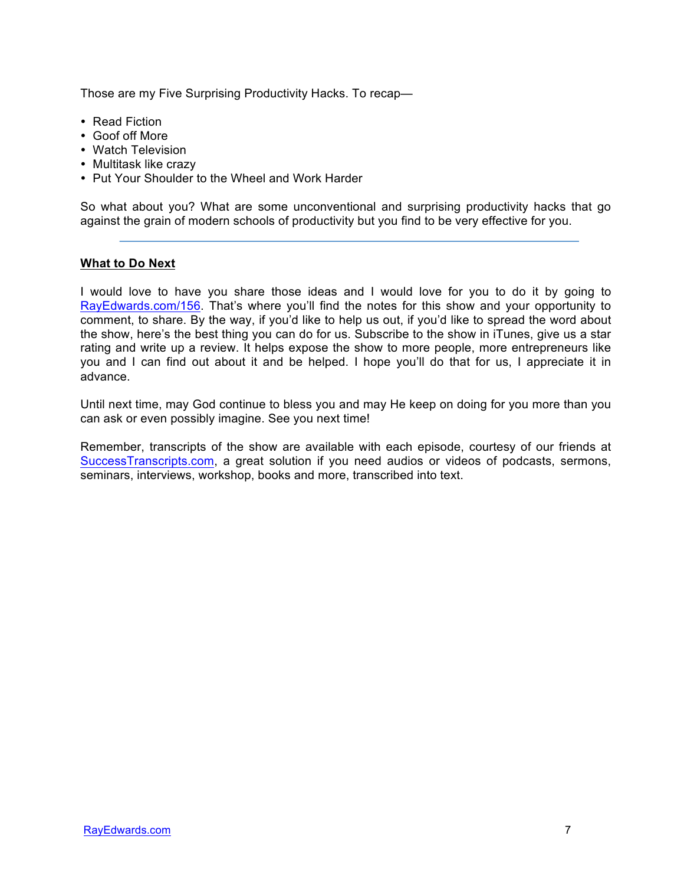Those are my Five Surprising Productivity Hacks. To recap—

- Read Fiction
- Goof off More
- Watch Television
- Multitask like crazy
- Put Your Shoulder to the Wheel and Work Harder

So what about you? What are some unconventional and surprising productivity hacks that go against the grain of modern schools of productivity but you find to be very effective for you.

---

**What to Do Next**

I would love to have you share those ideas and I would love for you to do it by going to RayEdwards.com/156. That's where you'll find the notes for this show and your opportunity to comment, to share. By the way, if you'd like to help us out, if you'd like to spread the word about the show, here's the best thing you can do for us. Subscribe to the show in iTunes, give us a star rating and write up a review. It helps expose the show to more people, more entrepreneurs like you and I can find out about it and be helped. I hope you'll do that for us, I appreciate it in advance.

Until next time, may God continue to bless you and may He keep on doing for you more than you can ask or even possibly imagine. See you next time!

Remember, transcripts of the show are available with each episode, courtesy of our friends at SuccessTranscripts.com, a great solution if you need audios or videos of podcasts, sermons, seminars, interviews, workshop, books and more, transcribed into text.